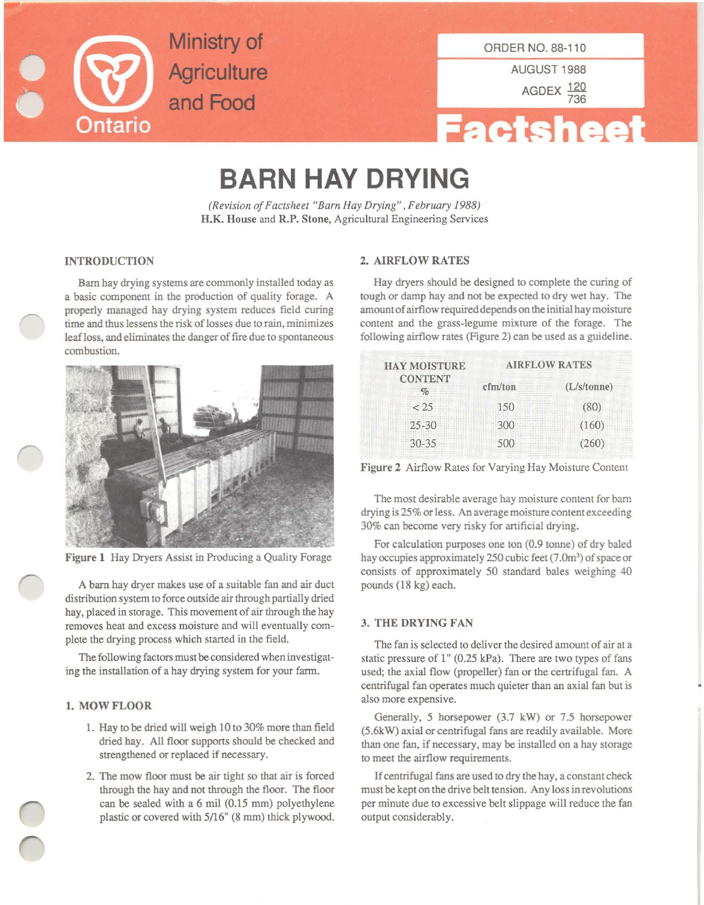Ministry of Agriculture and Food

Ontario

ORDER NO. 88-110

AUGUST 1988

AGDEX 120/736

Factsheet

# BARN HAY DRYING

*(Revision of Factsheet "Barn Hay Drying", February 1988)*
**H.K. House** and **R.P. Stone**, Agricultural Engineering Services

## INTRODUCTION

Barn hay drying systems are commonly installed today as a basic component in the production of quality forage. A properly managed hay drying system reduces field curing time and thus lessens the risk of losses due to rain, minimizes leaf loss, and eliminates the danger of fire due to spontaneous combustion.

**Figure 1** Hay Dryers Assist in Producing a Quality Forage

A barn hay dryer makes use of a suitable fan and air duct distribution system to force outside air through partially dried hay, placed in storage. This movement of air through the hay removes heat and excess moisture and will eventually complete the drying process which started in the field.

The following factors must be considered when investigating the installation of a hay drying system for your farm.

## 1. MOW FLOOR

1. Hay to be dried will weigh 10 to 30% more than field dried hay. All floor supports should be checked and strengthened or replaced if necessary.
2. The mow floor must be air tight so that air is forced through the hay and not through the floor. The floor can be sealed with a 6 mil (0.15 mm) polyethylene plastic or covered with 5/16" (8 mm) thick plywood.

## 2. AIRFLOW RATES

Hay dryers should be designed to complete the curing of tough or damp hay and not be expected to dry wet hay. The amount of airflow required depends on the initial hay moisture content and the grass-legume mixture of the forage. The following airflow rates (Figure 2) can be used as a guideline.

| HAY MOISTURE CONTENT % | AIRFLOW RATES | |
|---|---|---|
| | cfm/ton | (L/s/tonne) |
| < 25 | 150 | (80) |
| 25-30 | 300 | (160) |
| 30-35 | 500 | (260) |

**Figure 2** Airflow Rates for Varying Hay Moisture Content

The most desirable average hay moisture content for barn drying is 25% or less. An average moisture content exceeding 30% can become very risky for artificial drying.

For calculation purposes one ton (0.9 tonne) of dry baled hay occupies approximately 250 cubic feet (7.0m$^3$) of space or consists of approximately 50 standard bales weighing 40 pounds (18 kg) each.

## 3. THE DRYING FAN

The fan is selected to deliver the desired amount of air at a static pressure of 1" (0.25 kPa). There are two types of fans used; the axial flow (propeller) fan or the certrifugal fan. A centrifugal fan operates much quieter than an axial fan but is also more expensive.

Generally, 5 horsepower (3.7 kW) or 7.5 horsepower (5.6kW) axial or centrifugal fans are readily available. More than one fan, if necessary, may be installed on a hay storage to meet the airflow requirements.

If centrifugal fans are used to dry the hay, a constant check must be kept on the drive belt tension. Any loss in revolutions per minute due to excessive belt slippage will reduce the fan output considerably.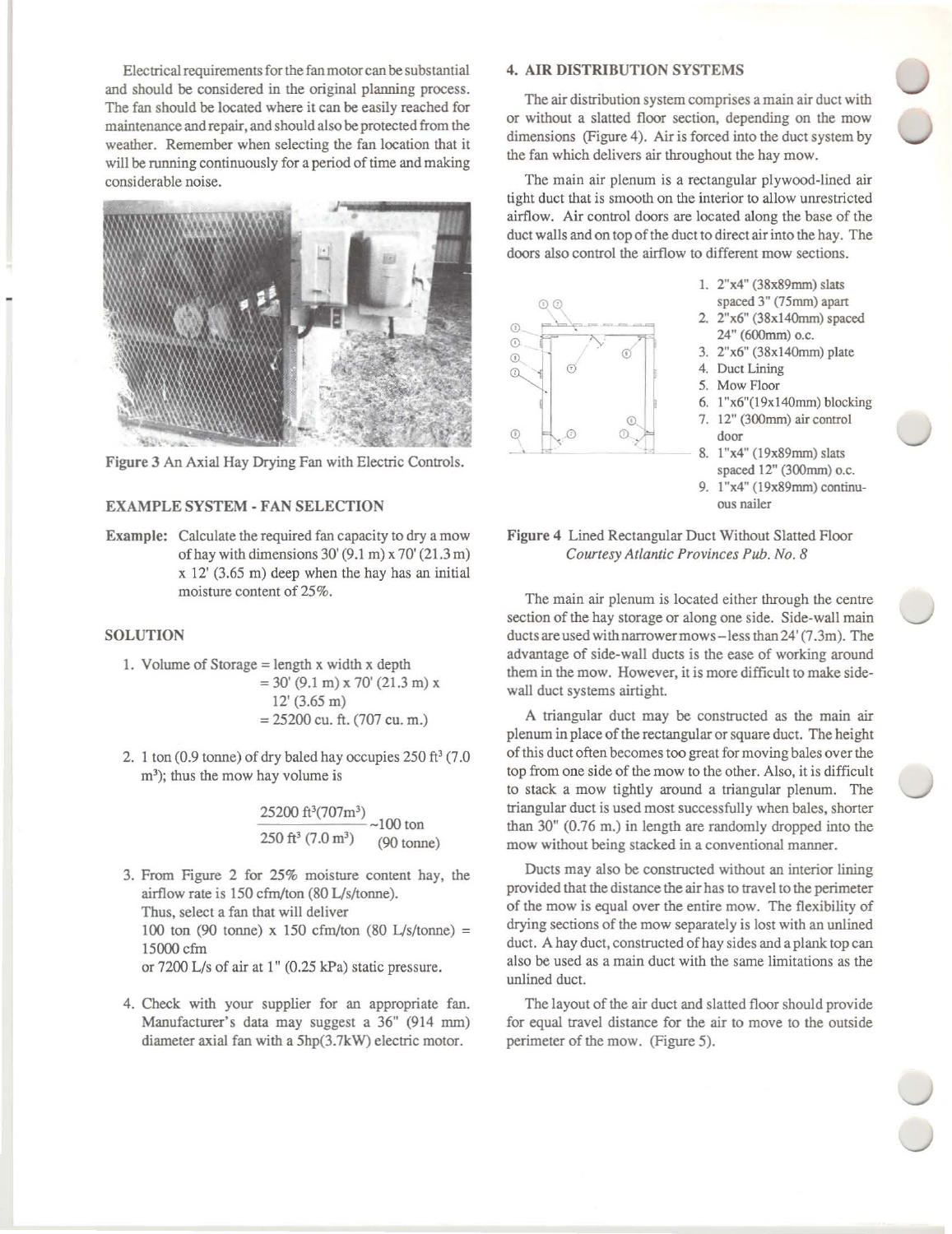Electrical requirements for the fan motor can be substantial and should be considered in the original planning process. The fan should be located where it can be easily reached for maintenance and repair, and should also be protected from the weather. Remember when selecting the fan location that it will be running continuously for a period of time and making considerable noise.

**Figure 3** An Axial Hay Drying Fan with Electric Controls.

### EXAMPLE SYSTEM - FAN SELECTION

**Example:** Calculate the required fan capacity to dry a mow of hay with dimensions 30' (9.1 m) x 70' (21.3 m) x 12' (3.65 m) deep when the hay has an initial moisture content of 25%.

### SOLUTION

1. Volume of Storage = length x width x depth
   = 30' (9.1 m) x 70' (21.3 m) x 12' (3.65 m)
   = 25200 cu. ft. (707 cu. m.)

2. 1 ton (0.9 tonne) of dry baled hay occupies 250 ft$^3$ (7.0 m$^3$); thus the mow hay volume is

$$\frac{25200 \text{ ft}^3 (707 \text{m}^3)}{250 \text{ ft}^3 (7.0 \text{ m}^3)} \sim 100 \text{ ton } (90 \text{ tonne})$$

3. From Figure 2 for 25% moisture content hay, the airflow rate is 150 cfm/ton (80 L/s/tonne).
   Thus, select a fan that will deliver
   100 ton (90 tonne) x 150 cfm/ton (80 L/s/tonne) = 15000 cfm
   or 7200 L/s of air at 1" (0.25 kPa) static pressure.

4. Check with your supplier for an appropriate fan. Manufacturer's data may suggest a 36" (914 mm) diameter axial fan with a 5hp(3.7kW) electric motor.

## 4. AIR DISTRIBUTION SYSTEMS

The air distribution system comprises a main air duct with or without a slatted floor section, depending on the mow dimensions (Figure 4). Air is forced into the duct system by the fan which delivers air throughout the hay mow.

The main air plenum is a rectangular plywood-lined air tight duct that is smooth on the interior to allow unrestricted airflow. Air control doors are located along the base of the duct walls and on top of the duct to direct air into the hay. The doors also control the airflow to different mow sections.

1. 2"x4" (38x89mm) slats spaced 3" (75mm) apart
2. 2"x6" (38x140mm) spaced 24" (600mm) o.c.
3. 2"x6" (38x140mm) plate
4. Duct Lining
5. Mow Floor
6. 1"x6"(19x140mm) blocking
7. 12" (300mm) air control door
8. 1"x4" (19x89mm) slats spaced 12" (300mm) o.c.
9. 1"x4" (19x89mm) continuous nailer

**Figure 4** Lined Rectangular Duct Without Slatted Floor
*Courtesy Atlantic Provinces Pub. No. 8*

The main air plenum is located either through the centre section of the hay storage or along one side. Side-wall main ducts are used with narrower mows – less than 24' (7.3m). The advantage of side-wall ducts is the ease of working around them in the mow. However, it is more difficult to make side-wall duct systems airtight.

A triangular duct may be constructed as the main air plenum in place of the rectangular or square duct. The height of this duct often becomes too great for moving bales over the top from one side of the mow to the other. Also, it is difficult to stack a mow tightly around a triangular plenum. The triangular duct is used most successfully when bales, shorter than 30" (0.76 m.) in length are randomly dropped into the mow without being stacked in a conventional manner.

Ducts may also be constructed without an interior lining provided that the distance the air has to travel to the perimeter of the mow is equal over the entire mow. The flexibility of drying sections of the mow separately is lost with an unlined duct. A hay duct, constructed of hay sides and a plank top can also be used as a main duct with the same limitations as the unlined duct.

The layout of the air duct and slatted floor should provide for equal travel distance for the air to move to the outside perimeter of the mow. (Figure 5).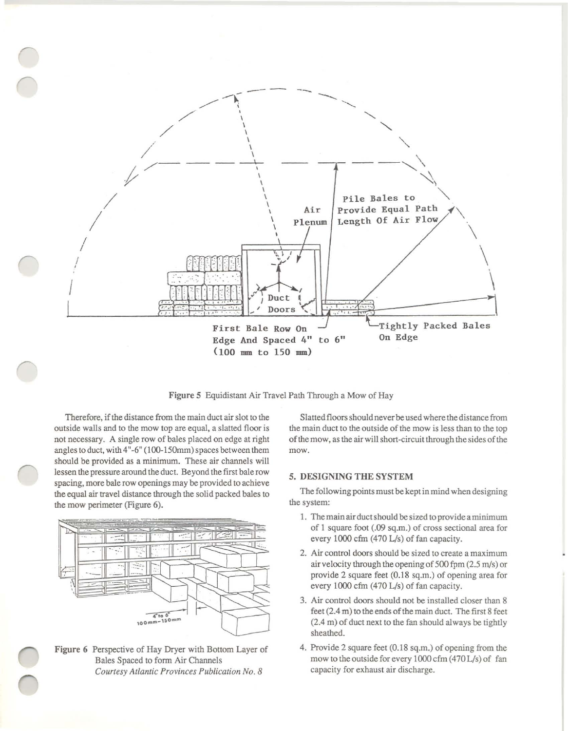Figure 5 Equidistant Air Travel Path Through a Mow of Hay

Therefore, if the distance from the main duct air slot to the outside walls and to the mow top are equal, a slatted floor is not necessary. A single row of bales placed on edge at right angles to duct, with 4"-6" (100-150mm) spaces between them should be provided as a minimum. These air channels will lessen the pressure around the duct. Beyond the first bale row spacing, more bale row openings may be provided to achieve the equal air travel distance through the solid packed bales to the mow perimeter (Figure 6).

Figure 6 Perspective of Hay Dryer with Bottom Layer of Bales Spaced to form Air Channels
*Courtesy Atlantic Provinces Publication No. 8*

Slatted floors should never be used where the distance from the main duct to the outside of the mow is less than to the top of the mow, as the air will short-circuit through the sides of the mow.

## 5. DESIGNING THE SYSTEM

The following points must be kept in mind when designing the system:

1. The main air duct should be sized to provide a minimum of 1 square foot (.09 sq.m.) of cross sectional area for every 1000 cfm (470 L/s) of fan capacity.
2. Air control doors should be sized to create a maximum air velocity through the opening of 500 fpm (2.5 m/s) or provide 2 square feet (0.18 sq.m.) of opening area for every 1000 cfm (470 L/s) of fan capacity.
3. Air control doors should not be installed closer than 8 feet (2.4 m) to the ends of the main duct. The first 8 feet (2.4 m) of duct next to the fan should always be tightly sheathed.
4. Provide 2 square feet (0.18 sq.m.) of opening from the mow to the outside for every 1000 cfm (470 L/s) of fan capacity for exhaust air discharge.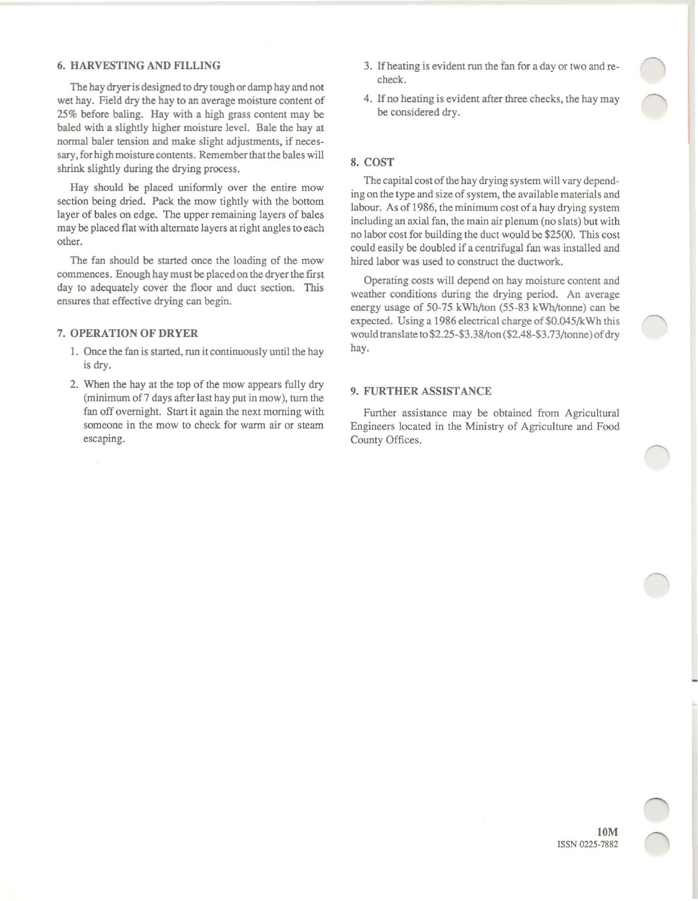## 6. HARVESTING AND FILLING

The hay dryer is designed to dry tough or damp hay and not wet hay. Field dry the hay to an average moisture content of 25% before baling. Hay with a high grass content may be baled with a slightly higher moisture level. Bale the hay at normal baler tension and make slight adjustments, if necessary, for high moisture contents. Remember that the bales will shrink slightly during the drying process.

Hay should be placed uniformly over the entire mow section being dried. Pack the mow tightly with the bottom layer of bales on edge. The upper remaining layers of bales may be placed flat with alternate layers at right angles to each other.

The fan should be started once the loading of the mow commences. Enough hay must be placed on the dryer the first day to adequately cover the floor and duct section. This ensures that effective drying can begin.

## 7. OPERATION OF DRYER

1. Once the fan is started, run it continuously until the hay is dry.
2. When the hay at the top of the mow appears fully dry (minimum of 7 days after last hay put in mow), turn the fan off overnight. Start it again the next morning with someone in the mow to check for warm air or steam escaping.
3. If heating is evident run the fan for a day or two and re-check.
4. If no heating is evident after three checks, the hay may be considered dry.

## 8. COST

The capital cost of the hay drying system will vary depending on the type and size of system, the available materials and labour. As of 1986, the minimum cost of a hay drying system including an axial fan, the main air plenum (no slats) but with no labor cost for building the duct would be $2500. This cost could easily be doubled if a centrifugal fan was installed and hired labor was used to construct the ductwork.

Operating costs will depend on hay moisture content and weather conditions during the drying period. An average energy usage of 50-75 kWh/ton (55-83 kWh/tonne) can be expected. Using a 1986 electrical charge of $0.045/kWh this would translate to $2.25-$3.38/ton ($2.48-$3.73/tonne) of dry hay.

## 9. FURTHER ASSISTANCE

Further assistance may be obtained from Agricultural Engineers located in the Ministry of Agriculture and Food County Offices.

**10M**
ISSN 0225-7882